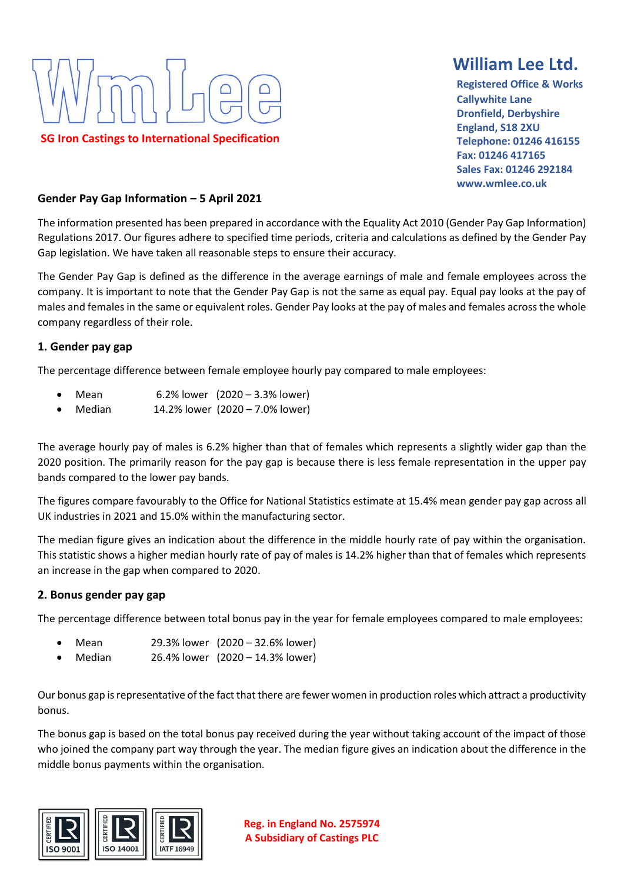# WmLee

SG Iron Castings to International Specification

**William Lee Ltd.**

Registered Office & Works
Callywhite Lane
Dronfield, Derbyshire
England, S18 2XU
Telephone: 01246 416155
Fax: 01246 417165
Sales Fax: 01246 292184
www.wmlee.co.uk

## Gender Pay Gap Information – 5 April 2021

The information presented has been prepared in accordance with the Equality Act 2010 (Gender Pay Gap Information) Regulations 2017. Our figures adhere to specified time periods, criteria and calculations as defined by the Gender Pay Gap legislation. We have taken all reasonable steps to ensure their accuracy.

The Gender Pay Gap is defined as the difference in the average earnings of male and female employees across the company. It is important to note that the Gender Pay Gap is not the same as equal pay. Equal pay looks at the pay of males and females in the same or equivalent roles. Gender Pay looks at the pay of males and females across the whole company regardless of their role.

### 1. Gender pay gap

The percentage difference between female employee hourly pay compared to male employees:

- Mean 6.2% lower (2020 – 3.3% lower)
- Median 14.2% lower (2020 – 7.0% lower)

The average hourly pay of males is 6.2% higher than that of females which represents a slightly wider gap than the 2020 position. The primarily reason for the pay gap is because there is less female representation in the upper pay bands compared to the lower pay bands.

The figures compare favourably to the Office for National Statistics estimate at 15.4% mean gender pay gap across all UK industries in 2021 and 15.0% within the manufacturing sector.

The median figure gives an indication about the difference in the middle hourly rate of pay within the organisation. This statistic shows a higher median hourly rate of pay of males is 14.2% higher than that of females which represents an increase in the gap when compared to 2020.

### 2. Bonus gender pay gap

The percentage difference between total bonus pay in the year for female employees compared to male employees:

- Mean 29.3% lower (2020 – 32.6% lower)
- Median 26.4% lower (2020 – 14.3% lower)

Our bonus gap is representative of the fact that there are fewer women in production roles which attract a productivity bonus.

The bonus gap is based on the total bonus pay received during the year without taking account of the impact of those who joined the company part way through the year. The median figure gives an indication about the difference in the middle bonus payments within the organisation.

CERTIFIED ISO 9001 | CERTIFIED ISO 14001 | CERTIFIED IATF 16949

Reg. in England No. 2575974
A Subsidiary of Castings PLC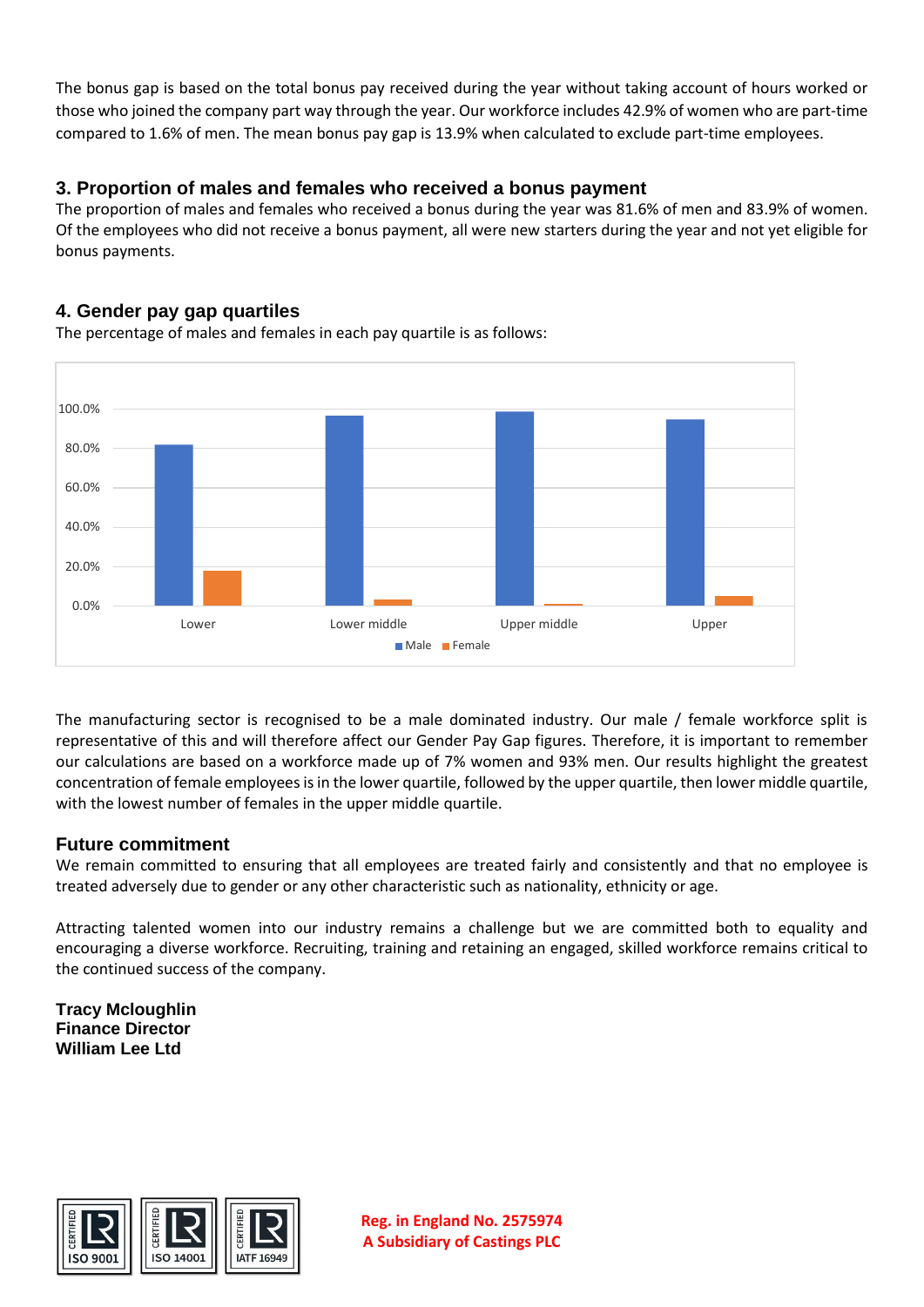The bonus gap is based on the total bonus pay received during the year without taking account of hours worked or those who joined the company part way through the year. Our workforce includes 42.9% of women who are part-time compared to 1.6% of men. The mean bonus pay gap is 13.9% when calculated to exclude part-time employees.

### 3. Proportion of males and females who received a bonus payment

The proportion of males and females who received a bonus during the year was 81.6% of men and 83.9% of women. Of the employees who did not receive a bonus payment, all were new starters during the year and not yet eligible for bonus payments.

### 4. Gender pay gap quartiles

The percentage of males and females in each pay quartile is as follows:

100.0%
80.0%
60.0%
40.0%
20.0%
0.0%

Lower
Lower middle
Upper middle
Upper

Male
Female

The manufacturing sector is recognised to be a male dominated industry. Our male / female workforce split is representative of this and will therefore affect our Gender Pay Gap figures. Therefore, it is important to remember our calculations are based on a workforce made up of 7% women and 93% men. Our results highlight the greatest concentration of female employees is in the lower quartile, followed by the upper quartile, then lower middle quartile, with the lowest number of females in the upper middle quartile.

### Future commitment

We remain committed to ensuring that all employees are treated fairly and consistently and that no employee is treated adversely due to gender or any other characteristic such as nationality, ethnicity or age.

Attracting talented women into our industry remains a challenge but we are committed both to equality and encouraging a diverse workforce. Recruiting, training and retaining an engaged, skilled workforce remains critical to the continued success of the company.

**Tracy Mcloughlin**
**Finance Director**
**William Lee Ltd**

CERTIFIED ISO 9001 CERTIFIED ISO 14001 CERTIFIED IATF 16949

**Reg. in England No. 2575974**
**A Subsidiary of Castings PLC**